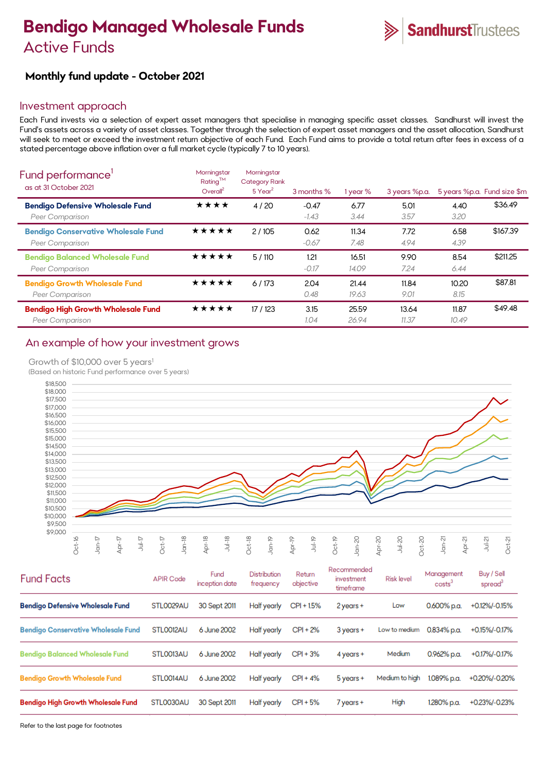# Bendigo Managed Wholesale Funds

## Active Funds

SandhurstTrustees

### Monthly fund update - October 2021

## Investment approach

Each Fund invests via a selection of expert asset managers that specialise in managing specific asset classes. Sandhurst will invest the Fund's assets across a variety of asset classes. Together through the selection of expert asset managers and the asset allocation, Sandhurst will seek to meet or exceed the investment return objective of each Fund. Each Fund aims to provide a total return after fees in excess of a stated percentage above inflation over a full market cycle (typically 7 to 10 years).

## Fund performance[1]

as at 31 October 2021

| | Morningstar Rating™ Overall[2] | Morningstar Category Rank 5 Year[2] | 3 months % | 1 year % | 3 years %p.a. | 5 years %p.a. | Fund size $m |
|---|---|---|---|---|---|---|---|
| **Bendigo Defensive Wholesale Fund** | ★★★★ | 4 / 20 | -0.47 | 6.77 | 5.01 | 4.40 | $36.49 |
| *Peer Comparison* | | | *-1.43* | *3.44* | *3.57* | *3.20* | |
| **Bendigo Conservative Wholesale Fund** | ★★★★★ | 2 / 105 | 0.62 | 11.34 | 7.72 | 6.58 | $167.39 |
| *Peer Comparison* | | | *-0.67* | *7.48* | *4.94* | *4.39* | |
| **Bendigo Balanced Wholesale Fund** | ★★★★★ | 5 / 110 | 1.21 | 16.51 | 9.90 | 8.54 | $211.25 |
| *Peer Comparison* | | | *-0.17* | *14.09* | *7.24* | *6.44* | |
| **Bendigo Growth Wholesale Fund** | ★★★★★ | 6 / 173 | 2.04 | 21.44 | 11.84 | 10.20 | $87.81 |
| *Peer Comparison* | | | *0.48* | *19.63* | *9.01* | *8.15* | |
| **Bendigo High Growth Wholesale Fund** | ★★★★★ | 17 / 123 | 3.15 | 25.59 | 13.64 | 11.87 | $49.48 |
| *Peer Comparison* | | | *1.04* | *26.94* | *11.37* | *10.49* | |

## An example of how your investment grows

Growth of $10,000 over 5 years[1]

(Based on historic Fund performance over 5 years)

## Fund Facts

| | APIR Code | Fund inception date | Distribution frequency | Return objective | Recommended investment timeframe | Risk level | Management costs[3] | Buy / Sell spread[3] |
|---|---|---|---|---|---|---|---|---|
| **Bendigo Defensive Wholesale Fund** | STL0029AU | 30 Sept 2011 | Half yearly | CPI + 1.5% | 2 years + | Low | 0.600% p.a. | +0.12%/-0.15% |
| **Bendigo Conservative Wholesale Fund** | STL0012AU | 6 June 2002 | Half yearly | CPI + 2% | 3 years + | Low to medium | 0.834% p.a. | +0.15%/-0.17% |
| **Bendigo Balanced Wholesale Fund** | STL0013AU | 6 June 2002 | Half yearly | CPI + 3% | 4 years + | Medium | 0.962% p.a. | +0.17%/-0.17% |
| **Bendigo Growth Wholesale Fund** | STL0014AU | 6 June 2002 | Half yearly | CPI + 4% | 5 years + | Medium to high | 1.089% p.a. | +0.20%/-0.20% |
| **Bendigo High Growth Wholesale Fund** | STL0030AU | 30 Sept 2011 | Half yearly | CPI + 5% | 7 years + | High | 1.280% p.a. | +0.23%/-0.23% |

Refer to the last page for footnotes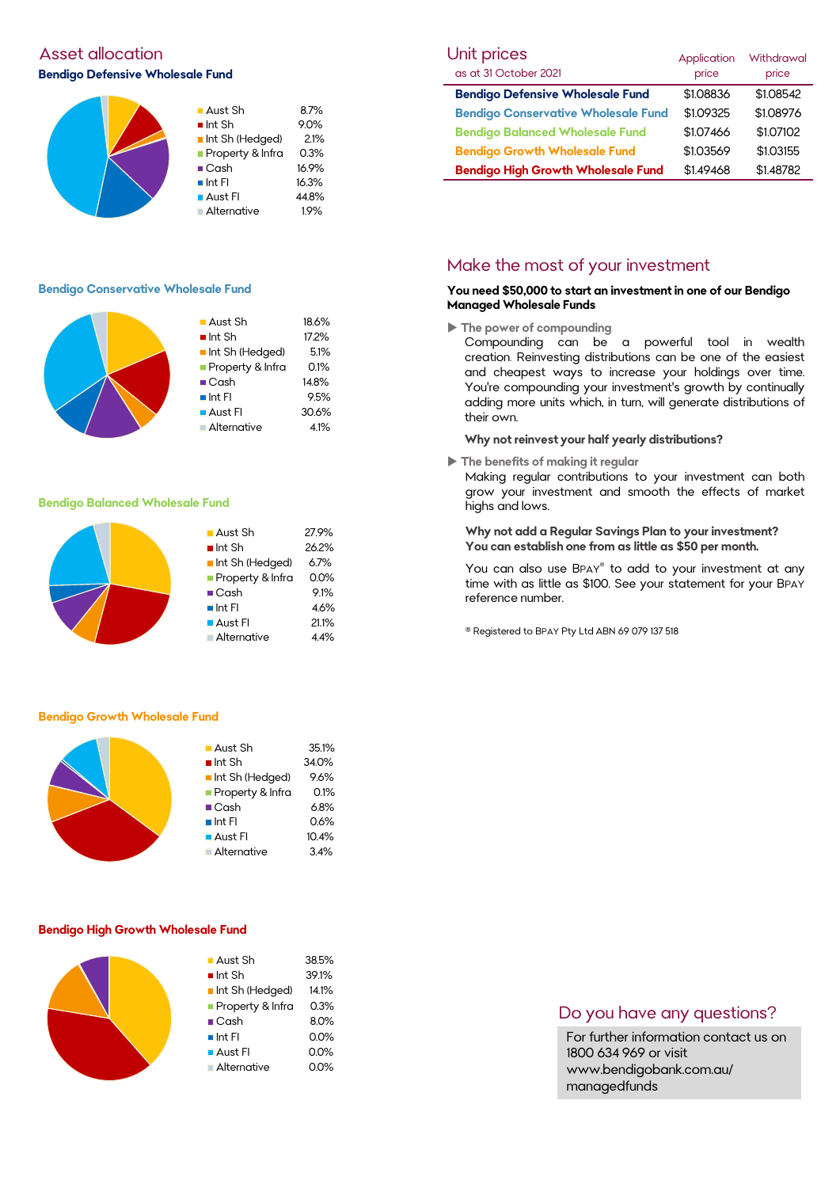## Asset allocation

### Bendigo Defensive Wholesale Fund

| Asset | Allocation |
|---|---|
| Aust Sh | 8.7% |
| Int Sh | 9.0% |
| Int Sh (Hedged) | 2.1% |
| Property & Infra | 0.3% |
| Cash | 16.9% |
| Int FI | 16.3% |
| Aust FI | 44.8% |
| Alternative | 1.9% |

### Bendigo Conservative Wholesale Fund

| Asset | Allocation |
|---|---|
| Aust Sh | 18.6% |
| Int Sh | 17.2% |
| Int Sh (Hedged) | 5.1% |
| Property & Infra | 0.1% |
| Cash | 14.8% |
| Int FI | 9.5% |
| Aust FI | 30.6% |
| Alternative | 4.1% |

### Bendigo Balanced Wholesale Fund

| Asset | Allocation |
|---|---|
| Aust Sh | 27.9% |
| Int Sh | 26.2% |
| Int Sh (Hedged) | 6.7% |
| Property & Infra | 0.0% |
| Cash | 9.1% |
| Int FI | 4.6% |
| Aust FI | 21.1% |
| Alternative | 4.4% |

### Bendigo Growth Wholesale Fund

| Asset | Allocation |
|---|---|
| Aust Sh | 35.1% |
| Int Sh | 34.0% |
| Int Sh (Hedged) | 9.6% |
| Property & Infra | 0.1% |
| Cash | 6.8% |
| Int FI | 0.6% |
| Aust FI | 10.4% |
| Alternative | 3.4% |

### Bendigo High Growth Wholesale Fund

| Asset | Allocation |
|---|---|
| Aust Sh | 38.5% |
| Int Sh | 39.1% |
| Int Sh (Hedged) | 14.1% |
| Property & Infra | 0.3% |
| Cash | 8.0% |
| Int FI | 0.0% |
| Aust FI | 0.0% |
| Alternative | 0.0% |

## Unit prices

| as at 31 October 2021 | Application price | Withdrawal price |
|---|---|---|
| Bendigo Defensive Wholesale Fund | $1.08836 | $1.08542 |
| Bendigo Conservative Wholesale Fund | $1.09325 | $1.08976 |
| Bendigo Balanced Wholesale Fund | $1.07466 | $1.07102 |
| Bendigo Growth Wholesale Fund | $1.03569 | $1.03155 |
| Bendigo High Growth Wholesale Fund | $1.49468 | $1.48782 |

## Make the most of your investment

**You need $50,000 to start an investment in one of our Bendigo Managed Wholesale Funds**

▶ **The power of compounding**

Compounding can be a powerful tool in wealth creation. Reinvesting distributions can be one of the easiest and cheapest ways to increase your holdings over time. You're compounding your investment's growth by continually adding more units which, in turn, will generate distributions of their own.

**Why not reinvest your half yearly distributions?**

▶ **The benefits of making it regular**

Making regular contributions to your investment can both grow your investment and smooth the effects of market highs and lows.

**Why not add a Regular Savings Plan to your investment? You can establish one from as little as $50 per month.**

You can also use BPAY® to add to your investment at any time with as little as $100. See your statement for your BPAY reference number.

® Registered to BPAY Pty Ltd ABN 69 079 137 518

## Do you have any questions?

For further information contact us on 1800 634 969 or visit www.bendigobank.com.au/managedfunds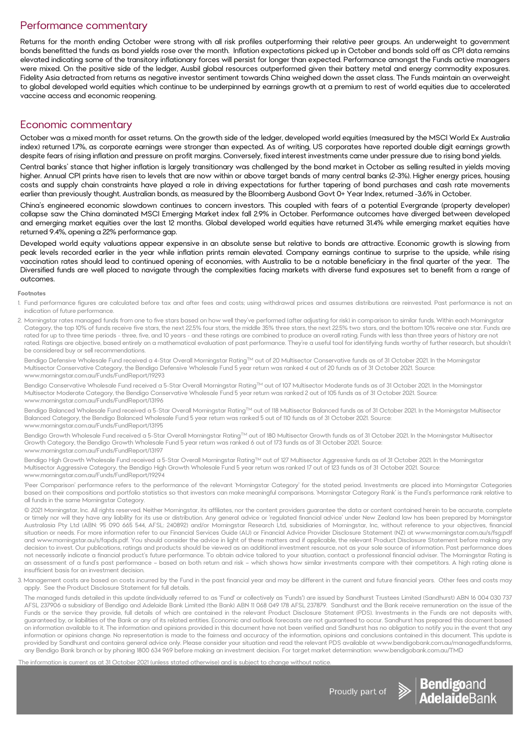## Performance commentary

Returns for the month ending October were strong with all risk profiles outperforming their relative peer groups. An underweight to government bonds benefitted the funds as bond yields rose over the month. Inflation expectations picked up in October and bonds sold off as CPI data remains elevated indicating some of the transitory inflationary forces will persist for longer than expected. Performance amongst the Funds active managers were mixed. On the positive side of the ledger, Ausbil global resources outperformed given their battery metal and energy commodity exposures. Fidelity Asia detracted from returns as negative investor sentiment towards China weighed down the asset class. The Funds maintain an overweight to global developed world equities which continue to be underpinned by earnings growth at a premium to rest of world equities due to accelerated vaccine access and economic reopening.

## Economic commentary

October was a mixed month for asset returns. On the growth side of the ledger, developed world equities (measured by the MSCI World Ex Australia index) returned 1.7%, as corporate earnings were stronger than expected. As of writing, US corporates have reported double digit earnings growth despite fears of rising inflation and pressure on profit margins. Conversely, fixed interest investments came under pressure due to rising bond yields.

Central banks' stance that higher inflation is largely transitionary was challenged by the bond market in October as selling resulted in yields moving higher. Annual CPI prints have risen to levels that are now within or above target bands of many central banks (2-3%). Higher energy prices, housing costs and supply chain constraints have played a role in driving expectations for further tapering of bond purchases and cash rate movements earlier than previously thought. Australian bonds, as measured by the Bloomberg Ausbond Govt 0+ Year Index, returned -3.6% in October.

China's engineered economic slowdown continues to concern investors. This coupled with fears of a potential Evergrande (property developer) collapse saw the China dominated MSCI Emerging Market index fall 2.9% in October. Performance outcomes have diverged between developed and emerging market equities over the last 12 months. Global developed world equities have returned 31.4% while emerging market equities have returned 9.4%, opening a 22% performance gap.

Developed world equity valuations appear expensive in an absolute sense but relative to bonds are attractive. Economic growth is slowing from peak levels recorded earlier in the year while inflation prints remain elevated. Company earnings continue to surprise to the upside, while rising vaccination rates should lead to continued opening of economies, with Australia to be a notable beneficiary in the final quarter of the year. The Diversified funds are well placed to navigate through the complexities facing markets with diverse fund exposures set to benefit from a range of outcomes.

#### Footnotes

1. Fund performance figures are calculated before tax and after fees and costs; using withdrawal prices and assumes distributions are reinvested. Past performance is not an indication of future performance.
2. Morningstar rates managed funds from one to five stars based on how well they've performed (after adjusting for risk) in comparison to similar funds. Within each Morningstar Category, the top 10% of funds receive five stars, the next 22.5% four stars, the middle 35% three stars, the next 22.5% two stars, and the bottom 10% receive one star. Funds are rated for up to three time periods - three, five, and 10 years - and these ratings are combined to produce an overall rating. Funds with less than three years of history are not rated. Ratings are objective, based entirely on a mathematical evaluation of past performance. They're a useful tool for identifying funds worthy of further research, but shouldn't be considered buy or sell recommendations.

   Bendigo Defensive Wholesale Fund received a 4-Star Overall Morningstar Rating™ out of 20 Multisector Conservative funds as of 31 October 2021. In the Morningstar Multisector Conservative Category, the Bendigo Defensive Wholesale Fund 5 year return was ranked 4 out of 20 funds as of 31 October 2021. Source: www.morningstar.com.au/Funds/FundReport/19293

   Bendigo Conservative Wholesale Fund received a 5-Star Overall Morningstar Rating™ out of 107 Multisector Moderate funds as of 31 October 2021. In the Morningstar Multisector Moderate Category, the Bendigo Conservative Wholesale Fund 5 year return was ranked 2 out of 105 funds as of 31 October 2021. Source: www.morningstar.com.au/Funds/FundReport/13196

   Bendigo Balanced Wholesale Fund received a 5-Star Overall Morningstar Rating™ out of 118 Multisector Balanced funds as of 31 October 2021. In the Morningstar Multisector Balanced Category, the Bendigo Balanced Wholesale Fund 5 year return was ranked 5 out of 110 funds as of 31 October 2021. Source: www.morningstar.com.au/Funds/FundReport/13195

   Bendigo Growth Wholesale Fund received a 5-Star Overall Morningstar Rating™ out of 180 Multisector Growth funds as of 31 October 2021. In the Morningstar Multisector Growth Category, the Bendigo Growth Wholesale Fund 5 year return was ranked 6 out of 173 funds as of 31 October 2021. Source: www.morningstar.com.au/Funds/FundReport/13197

   Bendigo High Growth Wholesale Fund received a 5-Star Overall Morningstar Rating™ out of 127 Multisector Aggressive funds as of 31 October 2021. In the Morningstar Multisector Aggressive Category, the Bendigo High Growth Wholesale Fund 5 year return was ranked 17 out of 123 funds as of 31 October 2021. Source: www.morningstar.com.au/Funds/FundReport/19294

   'Peer Comparison' performance refers to the performance of the relevant 'Morningstar Category' for the stated period. Investments are placed into Morningstar Categories based on their compositions and portfolio statistics so that investors can make meaningful comparisons. 'Morningstar Category Rank' is the Fund's performance rank relative to all funds in the same Morningstar Category.

   © 2021 Morningstar, Inc. All rights reserved. Neither Morningstar, its affiliates, nor the content providers guarantee the data or content contained herein to be accurate, complete or timely nor will they have any liability for its use or distribution. Any general advice or 'regulated financial advice' under New Zealand law has been prepared by Morningstar Australasia Pty Ltd (ABN: 95 090 665 544, AFSL: 240892) and/or Morningstar Research Ltd, subsidiaries of Morningstar, Inc, without reference to your objectives, financial situation or needs. For more information refer to our Financial Services Guide (AU) or Financial Advice Provider Disclosure Statement (NZ) at www.morningstar.com.au/s/fsg.pdf and www.morningstar.au/s/fapds.pdf. You should consider the advice in light of these matters and if applicable, the relevant Product Disclosure Statement before making any decision to invest. Our publications, ratings and products should be viewed as an additional investment resource, not as your sole source of information. Past performance does not necessarily indicate a financial product's future performance. To obtain advice tailored to your situation, contact a professional financial adviser. The Morningstar Rating is an assessment of a fund's past performance – based on both return and risk – which shows how similar investments compare with their competitors. A high rating alone is insufficient basis for an investment decision.
3. Management costs are based on costs incurred by the Fund in the past financial year and may be different in the current and future financial years. Other fees and costs may apply. See the Product Disclosure Statement for full details.

   The managed funds detailed in this update (individually referred to as 'Fund' or collectively as 'Funds') are issued by Sandhurst Trustees Limited (Sandhurst) ABN 16 004 030 737 AFSL 237906 a subsidiary of Bendigo and Adelaide Bank Limited (the Bank) ABN 11 068 049 178 AFSL 237879. Sandhurst and the Bank receive remuneration on the issue of the Funds or the service they provide, full details of which are contained in the relevant Product Disclosure Statement (PDS). Investments in the Funds are not deposits with, guaranteed by, or liabilities of the Bank or any of its related entities. Economic and outlook forecasts are not guaranteed to occur. Sandhurst has prepared this document based on information available to it. The information and opinions provided in this document have not been verified and Sandhurst has no obligation to notify you in the event that any information or opinions change. No representation is made as to the fairness and accuracy of the information, opinions and conclusions contained in this document. This update is provided by Sandhurst and contains general advice only. Please consider your situation and read the relevant PDS available at www.bendigobank.com.au/managedfundsforms, any Bendigo Bank branch or by phoning 1800 634 969 before making an investment decision. For target market determination: www.bendigobank.com.au/TMD

The information is current as at 31 October 2021 (unless stated otherwise) and is subject to change without notice.

Proudly part of Bendigo and Adelaide Bank